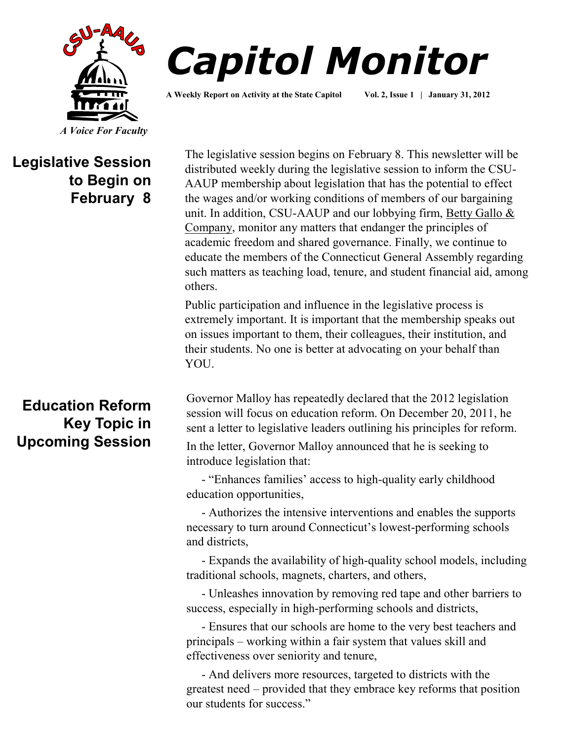CSU-AAUP

*A Voice For Faculty*

# *Capitol Monitor*

**A Weekly Report on Activity at the State Capitol Vol. 2, Issue 1 | January 31, 2012**

## Legislative Session to Begin on February 8

The legislative session begins on February 8. This newsletter will be distributed weekly during the legislative session to inform the CSU-AAUP membership about legislation that has the potential to effect the wages and/or working conditions of members of our bargaining unit. In addition, CSU-AAUP and our lobbying firm, Betty Gallo & Company, monitor any matters that endanger the principles of academic freedom and shared governance. Finally, we continue to educate the members of the Connecticut General Assembly regarding such matters as teaching load, tenure, and student financial aid, among others.

Public participation and influence in the legislative process is extremely important. It is important that the membership speaks out on issues important to them, their colleagues, their institution, and their students. No one is better at advocating on your behalf than YOU.

## Education Reform Key Topic in Upcoming Session

Governor Malloy has repeatedly declared that the 2012 legislation session will focus on education reform. On December 20, 2011, he sent a letter to legislative leaders outlining his principles for reform.

In the letter, Governor Malloy announced that he is seeking to introduce legislation that:

- "Enhances families' access to high-quality early childhood education opportunities,
- Authorizes the intensive interventions and enables the supports necessary to turn around Connecticut's lowest-performing schools and districts,
- Expands the availability of high-quality school models, including traditional schools, magnets, charters, and others,
- Unleashes innovation by removing red tape and other barriers to success, especially in high-performing schools and districts,
- Ensures that our schools are home to the very best teachers and principals – working within a fair system that values skill and effectiveness over seniority and tenure,
- And delivers more resources, targeted to districts with the greatest need – provided that they embrace key reforms that position our students for success."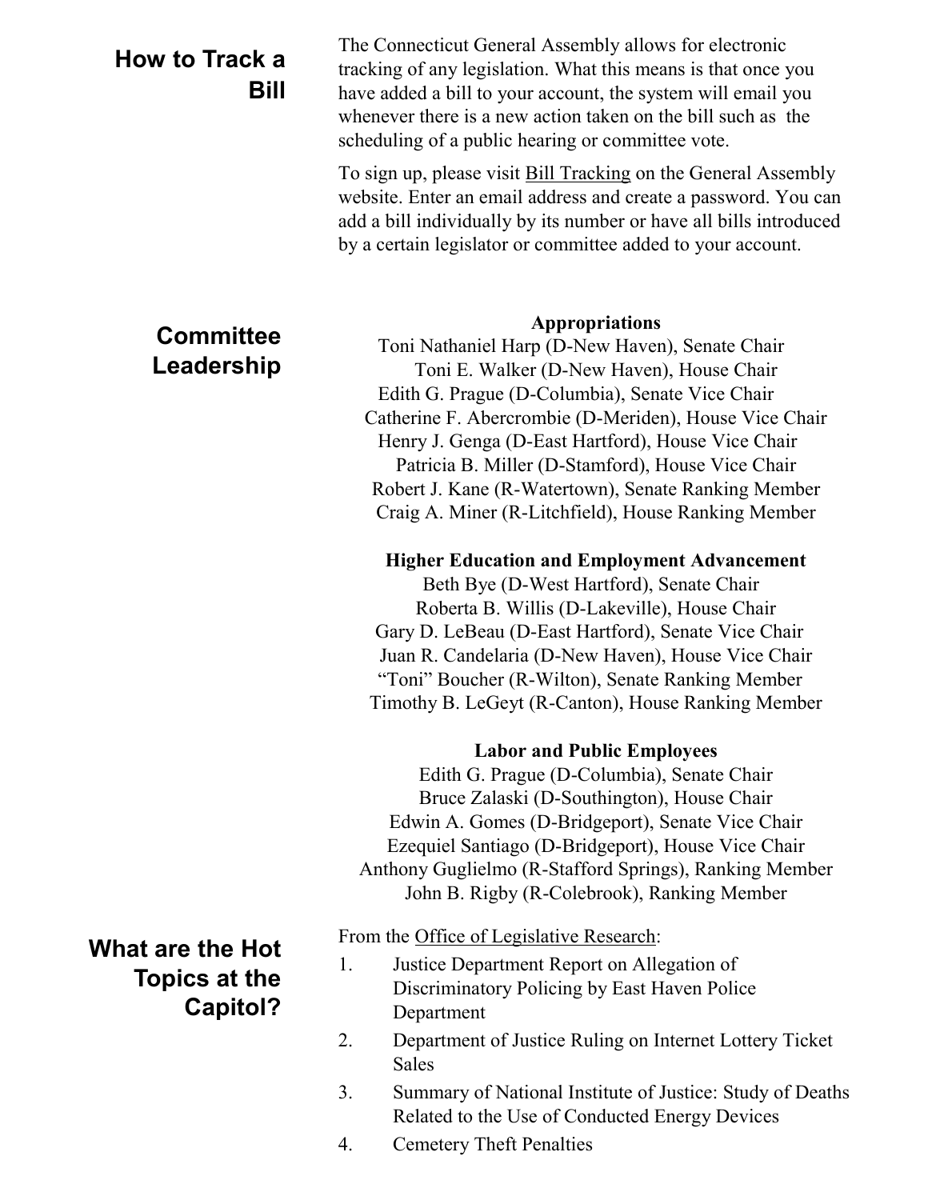## How to Track a Bill

The Connecticut General Assembly allows for electronic tracking of any legislation. What this means is that once you have added a bill to your account, the system will email you whenever there is a new action taken on the bill such as the scheduling of a public hearing or committee vote.

To sign up, please visit Bill Tracking on the General Assembly website. Enter an email address and create a password. You can add a bill individually by its number or have all bills introduced by a certain legislator or committee added to your account.

## Committee Leadership

**Appropriations**

Toni Nathaniel Harp (D-New Haven), Senate Chair
Toni E. Walker (D-New Haven), House Chair
Edith G. Prague (D-Columbia), Senate Vice Chair
Catherine F. Abercrombie (D-Meriden), House Vice Chair
Henry J. Genga (D-East Hartford), House Vice Chair
Patricia B. Miller (D-Stamford), House Vice Chair
Robert J. Kane (R-Watertown), Senate Ranking Member
Craig A. Miner (R-Litchfield), House Ranking Member

**Higher Education and Employment Advancement**

Beth Bye (D-West Hartford), Senate Chair
Roberta B. Willis (D-Lakeville), House Chair
Gary D. LeBeau (D-East Hartford), Senate Vice Chair
Juan R. Candelaria (D-New Haven), House Vice Chair
"Toni" Boucher (R-Wilton), Senate Ranking Member
Timothy B. LeGeyt (R-Canton), House Ranking Member

**Labor and Public Employees**

Edith G. Prague (D-Columbia), Senate Chair
Bruce Zalaski (D-Southington), House Chair
Edwin A. Gomes (D-Bridgeport), Senate Vice Chair
Ezequiel Santiago (D-Bridgeport), House Vice Chair
Anthony Guglielmo (R-Stafford Springs), Ranking Member
John B. Rigby (R-Colebrook), Ranking Member

## What are the Hot Topics at the Capitol?

From the Office of Legislative Research:

1. Justice Department Report on Allegation of Discriminatory Policing by East Haven Police Department
2. Department of Justice Ruling on Internet Lottery Ticket Sales
3. Summary of National Institute of Justice: Study of Deaths Related to the Use of Conducted Energy Devices
4. Cemetery Theft Penalties